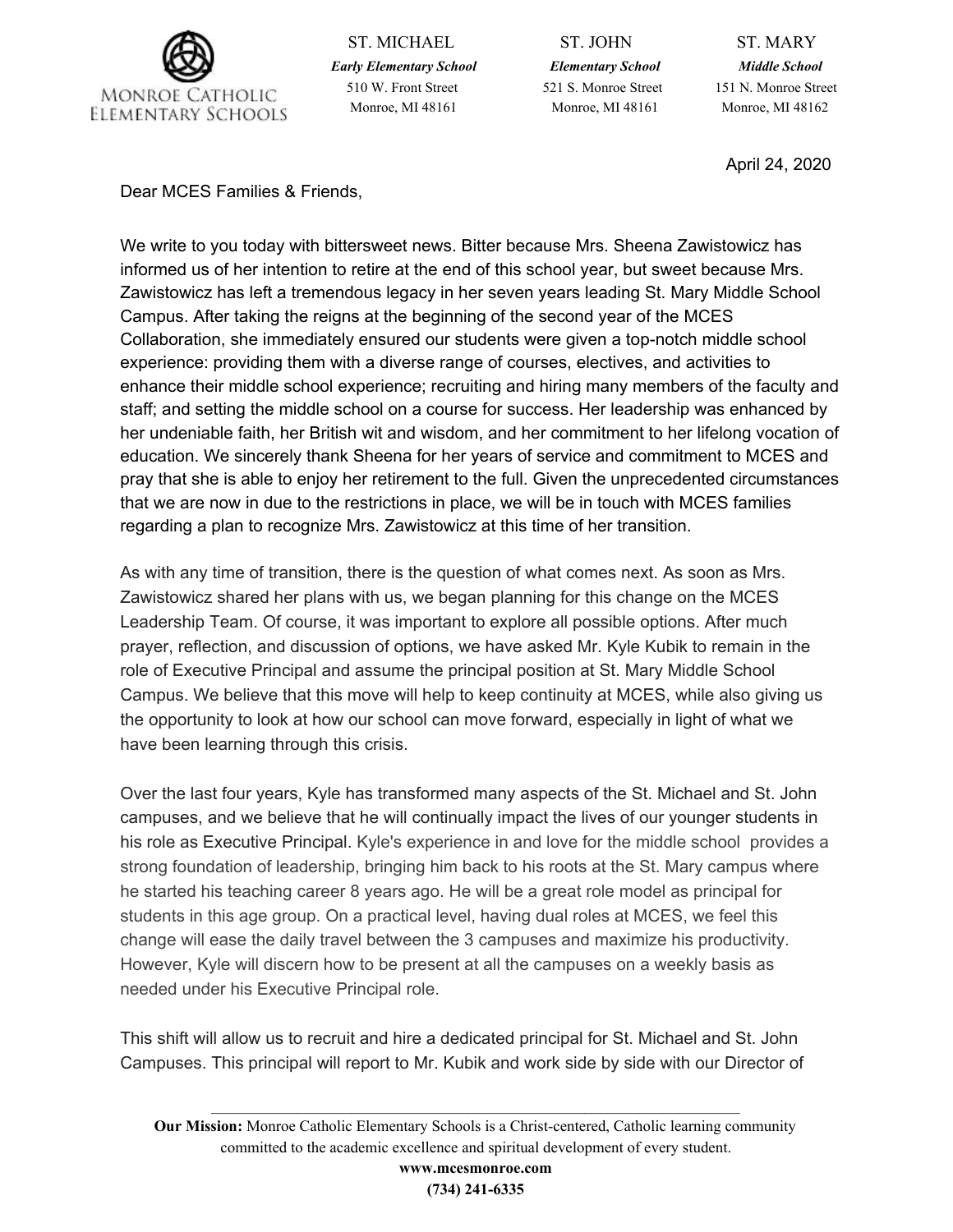MONROE CATHOLIC ELEMENTARY SCHOOLS

| ST. MICHAEL | ST. JOHN | ST. MARY |
|---|---|---|
| ***Early Elementary School*** | ***Elementary School*** | ***Middle School*** |
| 510 W. Front Street | 521 S. Monroe Street | 151 N. Monroe Street |
| Monroe, MI 48161 | Monroe, MI 48161 | Monroe, MI 48162 |

April 24, 2020

Dear MCES Families & Friends,

We write to you today with bittersweet news. Bitter because Mrs. Sheena Zawistowicz has informed us of her intention to retire at the end of this school year, but sweet because Mrs. Zawistowicz has left a tremendous legacy in her seven years leading St. Mary Middle School Campus. After taking the reigns at the beginning of the second year of the MCES Collaboration, she immediately ensured our students were given a top-notch middle school experience: providing them with a diverse range of courses, electives, and activities to enhance their middle school experience; recruiting and hiring many members of the faculty and staff; and setting the middle school on a course for success. Her leadership was enhanced by her undeniable faith, her British wit and wisdom, and her commitment to her lifelong vocation of education. We sincerely thank Sheena for her years of service and commitment to MCES and pray that she is able to enjoy her retirement to the full. Given the unprecedented circumstances that we are now in due to the restrictions in place, we will be in touch with MCES families regarding a plan to recognize Mrs. Zawistowicz at this time of her transition.

As with any time of transition, there is the question of what comes next. As soon as Mrs. Zawistowicz shared her plans with us, we began planning for this change on the MCES Leadership Team. Of course, it was important to explore all possible options. After much prayer, reflection, and discussion of options, we have asked Mr. Kyle Kubik to remain in the role of Executive Principal and assume the principal position at St. Mary Middle School Campus. We believe that this move will help to keep continuity at MCES, while also giving us the opportunity to look at how our school can move forward, especially in light of what we have been learning through this crisis.

Over the last four years, Kyle has transformed many aspects of the St. Michael and St. John campuses, and we believe that he will continually impact the lives of our younger students in his role as Executive Principal. Kyle's experience in and love for the middle school provides a strong foundation of leadership, bringing him back to his roots at the St. Mary campus where he started his teaching career 8 years ago. He will be a great role model as principal for students in this age group. On a practical level, having dual roles at MCES, we feel this change will ease the daily travel between the 3 campuses and maximize his productivity. However, Kyle will discern how to be present at all the campuses on a weekly basis as needed under his Executive Principal role.

This shift will allow us to recruit and hire a dedicated principal for St. Michael and St. John Campuses. This principal will report to Mr. Kubik and work side by side with our Director of

**Our Mission:** Monroe Catholic Elementary Schools is a Christ-centered, Catholic learning community committed to the academic excellence and spiritual development of every student.

**www.mcesmonroe.com**

**(734) 241-6335**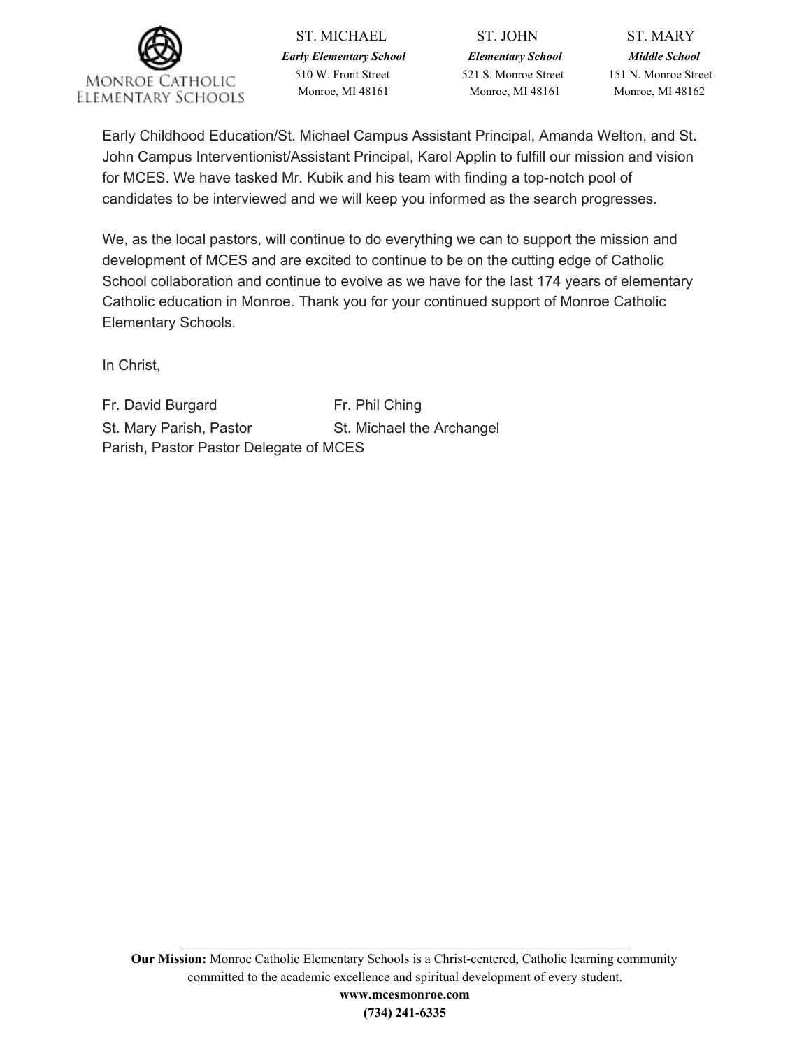Early Childhood Education/St. Michael Campus Assistant Principal, Amanda Welton, and St. John Campus Interventionist/Assistant Principal, Karol Applin to fulfill our mission and vision for MCES. We have tasked Mr. Kubik and his team with finding a top-notch pool of candidates to be interviewed and we will keep you informed as the search progresses.

We, as the local pastors, will continue to do everything we can to support the mission and development of MCES and are excited to continue to be on the cutting edge of Catholic School collaboration and continue to evolve as we have for the last 174 years of elementary Catholic education in Monroe. Thank you for your continued support of Monroe Catholic Elementary Schools.

In Christ,

Fr. David Burgard
St. Mary Parish, Pastor

Fr. Phil Ching
St. Michael the Archangel Parish, Pastor Pastor Delegate of MCES